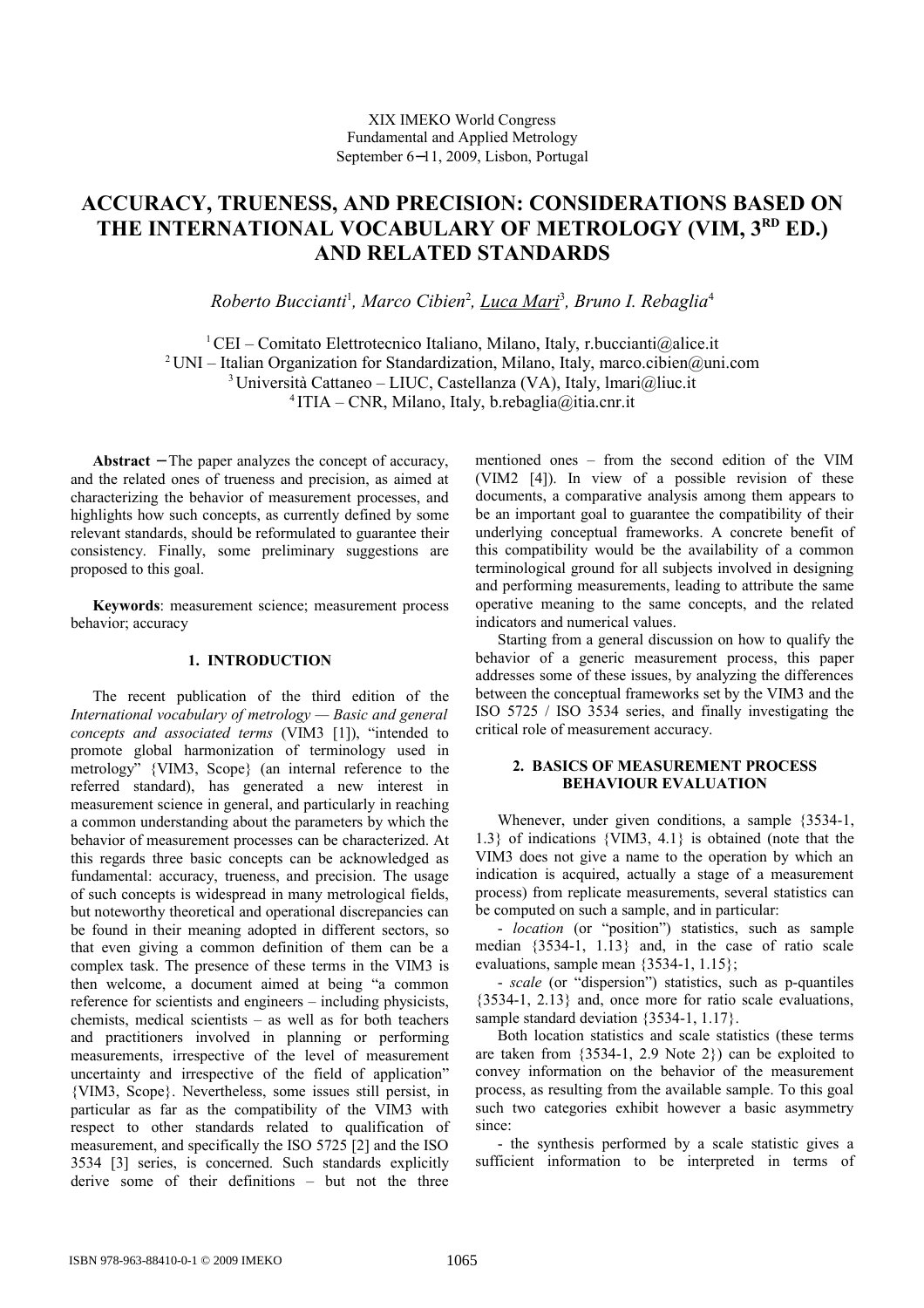XIX IMEKO World Congress
Fundamental and Applied Metrology
September 6−11, 2009, Lisbon, Portugal

# ACCURACY, TRUENESS, AND PRECISION: CONSIDERATIONS BASED ON THE INTERNATIONAL VOCABULARY OF METROLOGY (VIM, 3RD ED.) AND RELATED STANDARDS

*Roberto Buccianti*[1], *Marco Cibien*[2], *Luca Mari*[3], *Bruno I. Rebaglia*[4]

[1] CEI – Comitato Elettrotecnico Italiano, Milano, Italy, r.buccianti@alice.it
[2] UNI – Italian Organization for Standardization, Milano, Italy, marco.cibien@uni.com
[3] Università Cattaneo – LIUC, Castellanza (VA), Italy, lmari@liuc.it
[4] ITIA – CNR, Milano, Italy, b.rebaglia@itia.cnr.it

**Abstract** − The paper analyzes the concept of accuracy, and the related ones of trueness and precision, as aimed at characterizing the behavior of measurement processes, and highlights how such concepts, as currently defined by some relevant standards, should be reformulated to guarantee their consistency. Finally, some preliminary suggestions are proposed to this goal.

**Keywords**: measurement science; measurement process behavior; accuracy

## 1. INTRODUCTION

The recent publication of the third edition of the *International vocabulary of metrology — Basic and general concepts and associated terms* (VIM3 [1]), "intended to promote global harmonization of terminology used in metrology" {VIM3, Scope} (an internal reference to the referred standard), has generated a new interest in measurement science in general, and particularly in reaching a common understanding about the parameters by which the behavior of measurement processes can be characterized. At this regards three basic concepts can be acknowledged as fundamental: accuracy, trueness, and precision. The usage of such concepts is widespread in many metrological fields, but noteworthy theoretical and operational discrepancies can be found in their meaning adopted in different sectors, so that even giving a common definition of them can be a complex task. The presence of these terms in the VIM3 is then welcome, a document aimed at being "a common reference for scientists and engineers – including physicists, chemists, medical scientists – as well as for both teachers and practitioners involved in planning or performing measurements, irrespective of the level of measurement uncertainty and irrespective of the field of application" {VIM3, Scope}. Nevertheless, some issues still persist, in particular as far as the compatibility of the VIM3 with respect to other standards related to qualification of measurement, and specifically the ISO 5725 [2] and the ISO 3534 [3] series, is concerned. Such standards explicitly derive some of their definitions – but not the three mentioned ones – from the second edition of the VIM (VIM2 [4]). In view of a possible revision of these documents, a comparative analysis among them appears to be an important goal to guarantee the compatibility of their underlying conceptual frameworks. A concrete benefit of this compatibility would be the availability of a common terminological ground for all subjects involved in designing and performing measurements, leading to attribute the same operative meaning to the same concepts, and the related indicators and numerical values.

Starting from a general discussion on how to qualify the behavior of a generic measurement process, this paper addresses some of these issues, by analyzing the differences between the conceptual frameworks set by the VIM3 and the ISO 5725 / ISO 3534 series, and finally investigating the critical role of measurement accuracy.

## 2. BASICS OF MEASUREMENT PROCESS BEHAVIOUR EVALUATION

Whenever, under given conditions, a sample {3534-1, 1.3} of indications {VIM3, 4.1} is obtained (note that the VIM3 does not give a name to the operation by which an indication is acquired, actually a stage of a measurement process) from replicate measurements, several statistics can be computed on such a sample, and in particular:

- *location* (or "position") statistics, such as sample median {3534-1, 1.13} and, in the case of ratio scale evaluations, sample mean {3534-1, 1.15};
- *scale* (or "dispersion") statistics, such as p-quantiles {3534-1, 2.13} and, once more for ratio scale evaluations, sample standard deviation {3534-1, 1.17}.

Both location statistics and scale statistics (these terms are taken from {3534-1, 2.9 Note 2}) can be exploited to convey information on the behavior of the measurement process, as resulting from the available sample. To this goal such two categories exhibit however a basic asymmetry since:

- the synthesis performed by a scale statistic gives a sufficient information to be interpreted in terms of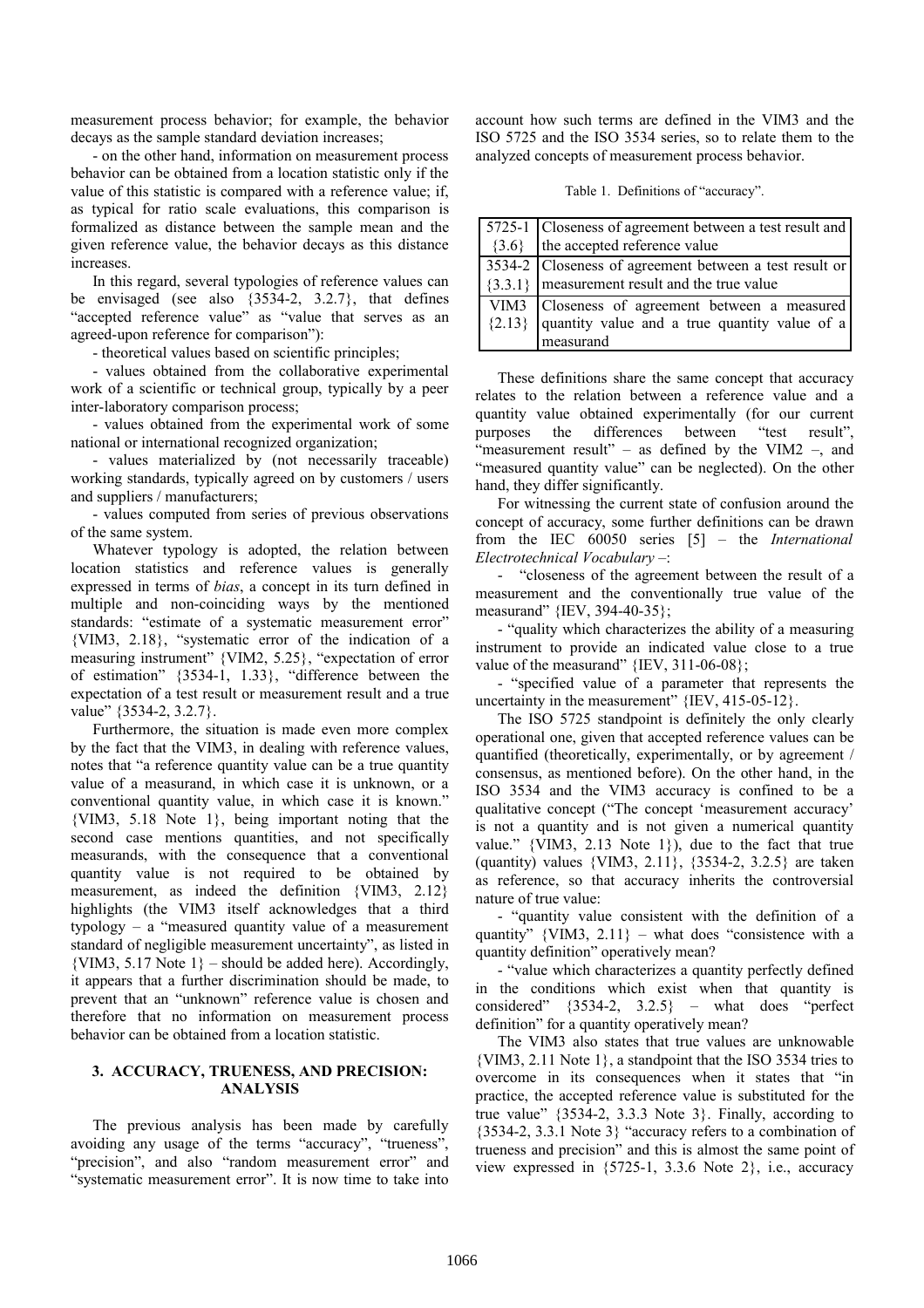measurement process behavior; for example, the behavior decays as the sample standard deviation increases;

- on the other hand, information on measurement process behavior can be obtained from a location statistic only if the value of this statistic is compared with a reference value; if, as typical for ratio scale evaluations, this comparison is formalized as distance between the sample mean and the given reference value, the behavior decays as this distance increases.

In this regard, several typologies of reference values can be envisaged (see also {3534-2, 3.2.7}, that defines "accepted reference value" as "value that serves as an agreed-upon reference for comparison"):

- theoretical values based on scientific principles;
- values obtained from the collaborative experimental work of a scientific or technical group, typically by a peer inter-laboratory comparison process;
- values obtained from the experimental work of some national or international recognized organization;
- values materialized by (not necessarily traceable) working standards, typically agreed on by customers / users and suppliers / manufacturers;
- values computed from series of previous observations of the same system.

Whatever typology is adopted, the relation between location statistics and reference values is generally expressed in terms of *bias*, a concept in its turn defined in multiple and non-coinciding ways by the mentioned standards: "estimate of a systematic measurement error" {VIM3, 2.18}, "systematic error of the indication of a measuring instrument" {VIM2, 5.25}, "expectation of error of estimation" {3534-1, 1.33}, "difference between the expectation of a test result or measurement result and a true value" {3534-2, 3.2.7}.

Furthermore, the situation is made even more complex by the fact that the VIM3, in dealing with reference values, notes that "a reference quantity value can be a true quantity value of a measurand, in which case it is unknown, or a conventional quantity value, in which case it is known." {VIM3, 5.18 Note 1}, being important noting that the second case mentions quantities, and not specifically measurands, with the consequence that a conventional quantity value is not required to be obtained by measurement, as indeed the definition {VIM3, 2.12} highlights (the VIM3 itself acknowledges that a third typology – a "measured quantity value of a measurement standard of negligible measurement uncertainty", as listed in {VIM3, 5.17 Note 1} – should be added here). Accordingly, it appears that a further discrimination should be made, to prevent that an "unknown" reference value is chosen and therefore that no information on measurement process behavior can be obtained from a location statistic.

## 3. ACCURACY, TRUENESS, AND PRECISION: ANALYSIS

The previous analysis has been made by carefully avoiding any usage of the terms "accuracy", "trueness", "precision", and also "random measurement error" and "systematic measurement error". It is now time to take into account how such terms are defined in the VIM3 and the ISO 5725 and the ISO 3534 series, so to relate them to the analyzed concepts of measurement process behavior.

Table 1. Definitions of "accuracy".

| | |
|---|---|
| 5725-1 {3.6} | Closeness of agreement between a test result and the accepted reference value |
| 3534-2 {3.3.1} | Closeness of agreement between a test result or measurement result and the true value |
| VIM3 {2.13} | Closeness of agreement between a measured quantity value and a true quantity value of a measurand |

These definitions share the same concept that accuracy relates to the relation between a reference value and a quantity value obtained experimentally (for our current purposes the differences between "test result", "measurement result" – as defined by the VIM2 –, and "measured quantity value" can be neglected). On the other hand, they differ significantly.

For witnessing the current state of confusion around the concept of accuracy, some further definitions can be drawn from the IEC 60050 series [5] – the *International Electrotechnical Vocabulary* –:

- "closeness of the agreement between the result of a measurement and the conventionally true value of the measurand" {IEV, 394-40-35};
- "quality which characterizes the ability of a measuring instrument to provide an indicated value close to a true value of the measurand" {IEV, 311-06-08};
- "specified value of a parameter that represents the uncertainty in the measurement" {IEV, 415-05-12}.

The ISO 5725 standpoint is definitely the only clearly operational one, given that accepted reference values can be quantified (theoretically, experimentally, or by agreement / consensus, as mentioned before). On the other hand, in the ISO 3534 and the VIM3 accuracy is confined to be a qualitative concept ("The concept 'measurement accuracy' is not a quantity and is not given a numerical quantity value." {VIM3, 2.13 Note 1}), due to the fact that true (quantity) values {VIM3, 2.11}, {3534-2, 3.2.5} are taken as reference, so that accuracy inherits the controversial nature of true value:

- "quantity value consistent with the definition of a quantity" {VIM3, 2.11} – what does "consistence with a quantity definition" operatively mean?
- "value which characterizes a quantity perfectly defined in the conditions which exist when that quantity is considered" {3534-2, 3.2.5} – what does "perfect definition" for a quantity operatively mean?

The VIM3 also states that true values are unknowable {VIM3, 2.11 Note 1}, a standpoint that the ISO 3534 tries to overcome in its consequences when it states that "in practice, the accepted reference value is substituted for the true value" {3534-2, 3.3.3 Note 3}. Finally, according to {3534-2, 3.3.1 Note 3} "accuracy refers to a combination of trueness and precision" and this is almost the same point of view expressed in {5725-1, 3.3.6 Note 2}, i.e., accuracy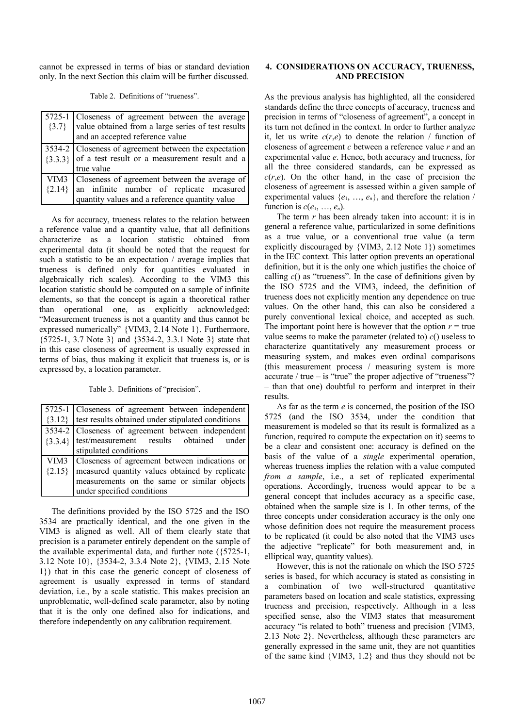cannot be expressed in terms of bias or standard deviation only. In the next Section this claim will be further discussed.

Table 2. Definitions of "trueness".

| | |
|---|---|
| 5725-1 {3.7} | Closeness of agreement between the average value obtained from a large series of test results and an accepted reference value |
| 3534-2 {3.3.3} | Closeness of agreement between the expectation of a test result or a measurement result and a true value |
| VIM3 {2.14} | Closeness of agreement between the average of an infinite number of replicate measured quantity values and a reference quantity value |

As for accuracy, trueness relates to the relation between a reference value and a quantity value, that all definitions characterize as a location statistic obtained from experimental data (it should be noted that the request for such a statistic to be an expectation / average implies that trueness is defined only for quantities evaluated in algebraically rich scales). According to the VIM3 this location statistic should be computed on a sample of infinite elements, so that the concept is again a theoretical rather than operational one, as explicitly acknowledged: "Measurement trueness is not a quantity and thus cannot be expressed numerically" {VIM3, 2.14 Note 1}. Furthermore, {5725-1, 3.7 Note 3} and {3534-2, 3.3.1 Note 3} state that in this case closeness of agreement is usually expressed in terms of bias, thus making it explicit that trueness is, or is expressed by, a location parameter.

Table 3. Definitions of "precision".

| | |
|---|---|
| 5725-1 {3.12} | Closeness of agreement between independent test results obtained under stipulated conditions |
| 3534-2 {3.3.4} | Closeness of agreement between independent test/measurement results obtained under stipulated conditions |
| VIM3 {2.15} | Closeness of agreement between indications or measured quantity values obtained by replicate measurements on the same or similar objects under specified conditions |

The definitions provided by the ISO 5725 and the ISO 3534 are practically identical, and the one given in the VIM3 is aligned as well. All of them clearly state that precision is a parameter entirely dependent on the sample of the available experimental data, and further note ({5725-1, 3.12 Note 10}, {3534-2, 3.3.4 Note 2}, {VIM3, 2.15 Note 1}) that in this case the generic concept of closeness of agreement is usually expressed in terms of standard deviation, i.e., by a scale statistic. This makes precision an unproblematic, well-defined scale parameter, also by noting that it is the only one defined also for indications, and therefore independently on any calibration requirement.

## 4. CONSIDERATIONS ON ACCURACY, TRUENESS, AND PRECISION

As the previous analysis has highlighted, all the considered standards define the three concepts of accuracy, trueness and precision in terms of "closeness of agreement", a concept in its turn not defined in the context. In order to further analyze it, let us write $c(r,e)$ to denote the relation / function of closeness of agreement $c$ between a reference value $r$ and an experimental value $e$. Hence, both accuracy and trueness, for all the three considered standards, can be expressed as $c(r,e)$. On the other hand, in the case of precision the closeness of agreement is assessed within a given sample of experimental values $\{e_1, \ldots, e_n\}$, and therefore the relation / function is $c(e_1, \ldots, e_n)$.

The term $r$ has been already taken into account: it is in general a reference value, particularized in some definitions as a true value, or a conventional true value (a term explicitly discouraged by {VIM3, 2.12 Note 1}) sometimes in the IEC context. This latter option prevents an operational definition, but it is the only one which justifies the choice of calling $c()$ as "trueness". In the case of definitions given by the ISO 5725 and the VIM3, indeed, the definition of trueness does not explicitly mention any dependence on true values. On the other hand, this can also be considered a purely conventional lexical choice, and accepted as such. The important point here is however that the option $r$ = true value seems to make the parameter (related to) $c()$ useless to characterize quantitatively any measurement process or measuring system, and makes even ordinal comparisons (this measurement process / measuring system is more accurate / true – is "true" the proper adjective of "trueness"? – than that one) doubtful to perform and interpret in their results.

As far as the term $e$ is concerned, the position of the ISO 5725 (and the ISO 3534, under the condition that measurement is modeled so that its result is formalized as a function, required to compute the expectation on it) seems to be a clear and consistent one: accuracy is defined on the basis of the value of a *single* experimental operation, whereas trueness implies the relation with a value computed *from a sample*, i.e., a set of replicated experimental operations. Accordingly, trueness would appear to be a general concept that includes accuracy as a specific case, obtained when the sample size is 1. In other terms, of the three concepts under consideration accuracy is the only one whose definition does not require the measurement process to be replicated (it could be also noted that the VIM3 uses the adjective "replicate" for both measurement and, in elliptical way, quantity values).

However, this is not the rationale on which the ISO 5725 series is based, for which accuracy is stated as consisting in a combination of two well-structured quantitative parameters based on location and scale statistics, expressing trueness and precision, respectively. Although in a less specified sense, also the VIM3 states that measurement accuracy "is related to both" trueness and precision {VIM3, 2.13 Note 2}. Nevertheless, although these parameters are generally expressed in the same unit, they are not quantities of the same kind {VIM3, 1.2} and thus they should not be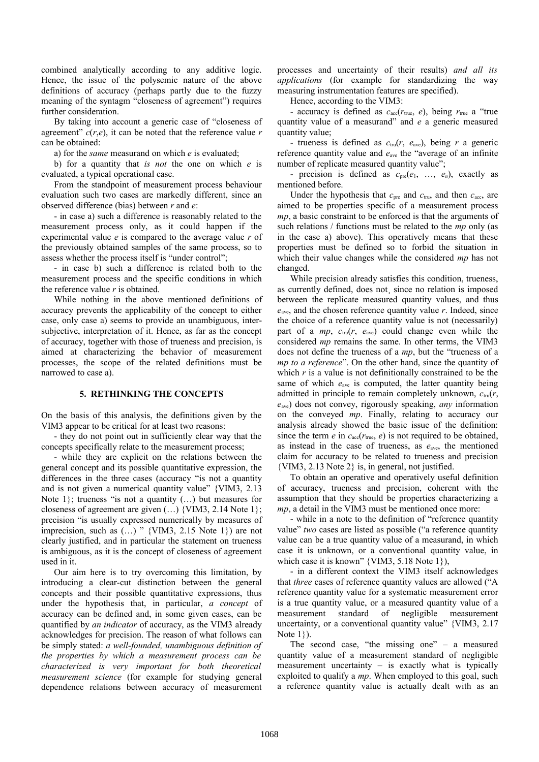combined analytically according to any additive logic. Hence, the issue of the polysemic nature of the above definitions of accuracy (perhaps partly due to the fuzzy meaning of the syntagm "closeness of agreement") requires further consideration.

By taking into account a generic case of "closeness of agreement" $c(r,e)$, it can be noted that the reference value $r$ can be obtained:

a) for the *same* measurand on which $e$ is evaluated;

b) for a quantity that *is not* the one on which $e$ is evaluated, a typical operational case.

From the standpoint of measurement process behaviour evaluation such two cases are markedly different, since an observed difference (bias) between $r$ and $e$:

- in case a) such a difference is reasonably related to the measurement process only, as it could happen if the experimental value $e$ is compared to the average value $r$ of the previously obtained samples of the same process, so to assess whether the process itself is "under control";

- in case b) such a difference is related both to the measurement process and the specific conditions in which the reference value $r$ is obtained.

While nothing in the above mentioned definitions of accuracy prevents the applicability of the concept to either case, only case a) seems to provide an unambiguous, inter-subjective, interpretation of it. Hence, as far as the concept of accuracy, together with those of trueness and precision, is aimed at characterizing the behavior of measurement processes, the scope of the related definitions must be narrowed to case a).

## 5. RETHINKING THE CONCEPTS

On the basis of this analysis, the definitions given by the VIM3 appear to be critical for at least two reasons:

- they do not point out in sufficiently clear way that the concepts specifically relate to the measurement process;

- while they are explicit on the relations between the general concept and its possible quantitative expression, the differences in the three cases (accuracy "is not a quantity and is not given a numerical quantity value" {VIM3, 2.13 Note 1}; trueness "is not a quantity (…) but measures for closeness of agreement are given (…) {VIM3, 2.14 Note 1}; precision "is usually expressed numerically by measures of imprecision, such as (…) " {VIM3, 2.15 Note 1}) are not clearly justified, and in particular the statement on trueness is ambiguous, as it is the concept of closeness of agreement used in it.

Our aim here is to try overcoming this limitation, by introducing a clear-cut distinction between the general concepts and their possible quantitative expressions, thus under the hypothesis that, in particular, *a concept* of accuracy can be defined and, in some given cases, can be quantified by *an indicator* of accuracy, as the VIM3 already acknowledges for precision. The reason of what follows can be simply stated: *a well-founded, unambiguous definition of the properties by which a measurement process can be characterized is very important for both theoretical measurement science* (for example for studying general dependence relations between accuracy of measurement processes and uncertainty of their results) *and all its applications* (for example for standardizing the way measuring instrumentation features are specified).

Hence, according to the VIM3:

- accuracy is defined as $c_{\mathrm{acc}}(r_{\mathrm{true}}, e)$, being $r_{\mathrm{true}}$ a "true quantity value of a measurand" and $e$ a generic measured quantity value;

- trueness is defined as $c_{\mathrm{tru}}(r, e_{\mathrm{ave}})$, being $r$ a generic reference quantity value and $e_{\mathrm{ave}}$ the "average of an infinite number of replicate measured quantity value";

- precision is defined as $c_{\mathrm{pre}}(e_1, \ldots, e_n)$, exactly as mentioned before.

Under the hypothesis that $c_{\mathrm{pre}}$ and $c_{\mathrm{tru}}$, and then $c_{\mathrm{acc}}$, are aimed to be properties specific of a measurement process *mp*, a basic constraint to be enforced is that the arguments of such relations / functions must be related to the *mp* only (as in the case a) above). This operatively means that these properties must be defined so to forbid the situation in which their value changes while the considered *mp* has not changed.

While precision already satisfies this condition, trueness, as currently defined, does not¸ since no relation is imposed between the replicate measured quantity values, and thus $e_{\mathrm{ave}}$, and the chosen reference quantity value $r$. Indeed, since the choice of a reference quantity value is not (necessarily) part of a *mp*, $c_{\mathrm{tru}}(r, e_{\mathrm{ave}})$ could change even while the considered *mp* remains the same. In other terms, the VIM3 does not define the trueness of a *mp*, but the "trueness of a *mp to a reference*". On the other hand, since the quantity of which $r$ is a value is not definitionally constrained to be the same of which $e_{\mathrm{ave}}$ is computed, the latter quantity being admitted in principle to remain completely unknown, $c_{\mathrm{tru}}(r, e_{\mathrm{ave}})$ does not convey, rigorously speaking, *any* information on the conveyed *mp*. Finally, relating to accuracy our analysis already showed the basic issue of the definition: since the term $e$ in $c_{\mathrm{acc}}(r_{\mathrm{true}}, e)$ is not required to be obtained, as instead in the case of trueness, as $e_{\mathrm{ave}}$, the mentioned claim for accuracy to be related to trueness and precision {VIM3, 2.13 Note 2} is, in general, not justified.

To obtain an operative and operatively useful definition of accuracy, trueness and precision, coherent with the assumption that they should be properties characterizing a *mp*, a detail in the VIM3 must be mentioned once more:

- while in a note to the definition of "reference quantity value" *two* cases are listed as possible ("a reference quantity value can be a true quantity value of a measurand, in which case it is unknown, or a conventional quantity value, in which case it is known" {VIM3, 5.18 Note 1}),

- in a different context the VIM3 itself acknowledges that *three* cases of reference quantity values are allowed ("A reference quantity value for a systematic measurement error is a true quantity value, or a measured quantity value of a measurement standard of negligible measurement uncertainty, or a conventional quantity value" {VIM3, 2.17 Note 1}).

The second case, "the missing one" – a measured quantity value of a measurement standard of negligible measurement uncertainty – is exactly what is typically exploited to qualify a *mp*. When employed to this goal, such a reference quantity value is actually dealt with as an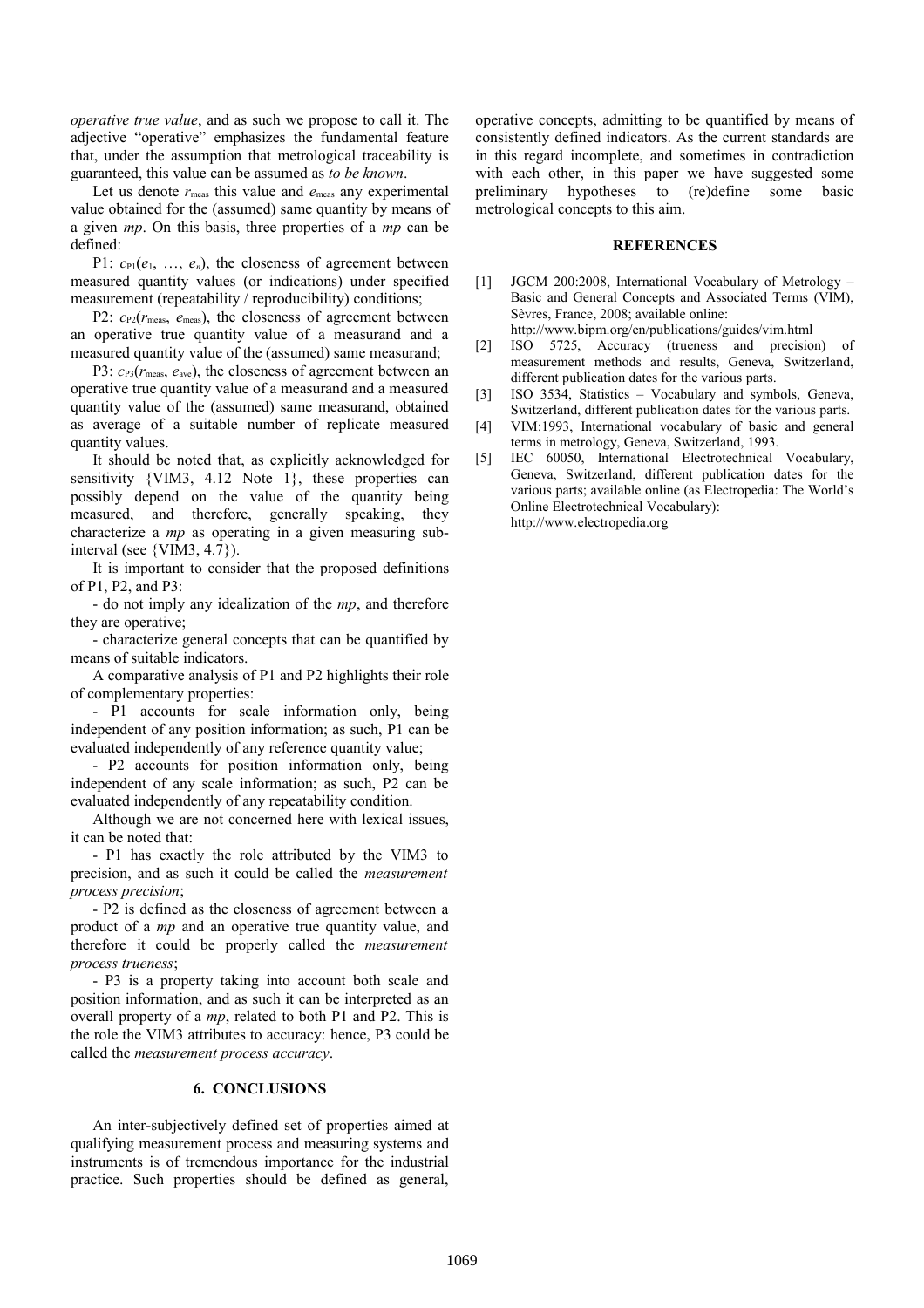*operative true value*, and as such we propose to call it. The adjective "operative" emphasizes the fundamental feature that, under the assumption that metrological traceability is guaranteed, this value can be assumed as *to be known*.

Let us denote $r_{meas}$ this value and $e_{meas}$ any experimental value obtained for the (assumed) same quantity by means of a given *mp*. On this basis, three properties of a *mp* can be defined:

P1: $c_{P1}(e_1, \ldots, e_n)$, the closeness of agreement between measured quantity values (or indications) under specified measurement (repeatability / reproducibility) conditions;

P2: $c_{P2}(r_{meas}, e_{meas})$, the closeness of agreement between an operative true quantity value of a measurand and a measured quantity value of the (assumed) same measurand;

P3: $c_{P3}(r_{meas}, e_{ave})$, the closeness of agreement between an operative true quantity value of a measurand and a measured quantity value of the (assumed) same measurand, obtained as average of a suitable number of replicate measured quantity values.

It should be noted that, as explicitly acknowledged for sensitivity {VIM3, 4.12 Note 1}, these properties can possibly depend on the value of the quantity being measured, and therefore, generally speaking, they characterize a *mp* as operating in a given measuring sub-interval (see {VIM3, 4.7}).

It is important to consider that the proposed definitions of P1, P2, and P3:

- do not imply any idealization of the *mp*, and therefore they are operative;
- characterize general concepts that can be quantified by means of suitable indicators.

A comparative analysis of P1 and P2 highlights their role of complementary properties:

- P1 accounts for scale information only, being independent of any position information; as such, P1 can be evaluated independently of any reference quantity value;
- P2 accounts for position information only, being independent of any scale information; as such, P2 can be evaluated independently of any repeatability condition.

Although we are not concerned here with lexical issues, it can be noted that:

- P1 has exactly the role attributed by the VIM3 to precision, and as such it could be called the *measurement process precision*;
- P2 is defined as the closeness of agreement between a product of a *mp* and an operative true quantity value, and therefore it could be properly called the *measurement process trueness*;
- P3 is a property taking into account both scale and position information, and as such it can be interpreted as an overall property of a *mp*, related to both P1 and P2. This is the role the VIM3 attributes to accuracy: hence, P3 could be called the *measurement process accuracy*.

## 6. CONCLUSIONS

An inter-subjectively defined set of properties aimed at qualifying measurement process and measuring systems and instruments is of tremendous importance for the industrial practice. Such properties should be defined as general, operative concepts, admitting to be quantified by means of consistently defined indicators. As the current standards are in this regard incomplete, and sometimes in contradiction with each other, in this paper we have suggested some preliminary hypotheses to (re)define some basic metrological concepts to this aim.

## REFERENCES

[1] JGCM 200:2008, International Vocabulary of Metrology – Basic and General Concepts and Associated Terms (VIM), Sèvres, France, 2008; available online: http://www.bipm.org/en/publications/guides/vim.html

[2] ISO 5725, Accuracy (trueness and precision) of measurement methods and results, Geneva, Switzerland, different publication dates for the various parts.

[3] ISO 3534, Statistics – Vocabulary and symbols, Geneva, Switzerland, different publication dates for the various parts.

[4] VIM:1993, International vocabulary of basic and general terms in metrology, Geneva, Switzerland, 1993.

[5] IEC 60050, International Electrotechnical Vocabulary, Geneva, Switzerland, different publication dates for the various parts; available online (as Electropedia: The World's Online Electrotechnical Vocabulary): http://www.electropedia.org